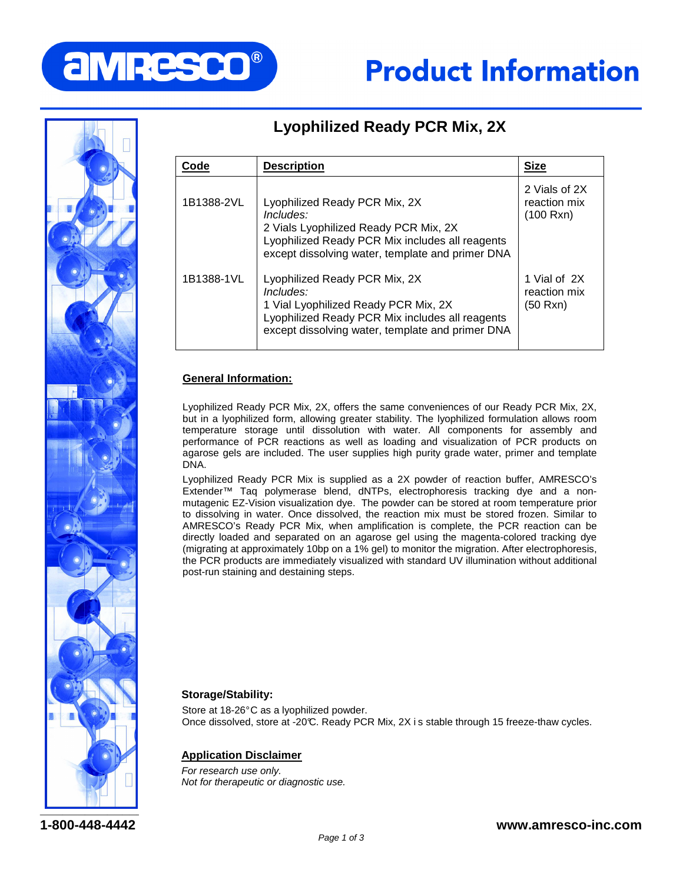# Product Information

## Lyophilized Ready PCR Mix, 2X

| Code | Description | Size |
|---|---|---|
| 1B1388-2VL | Lyophilized Ready PCR Mix, 2X<br>*Includes:*<br>2 Vials Lyophilized Ready PCR Mix, 2X<br>Lyophilized Ready PCR Mix includes all reagents except dissolving water, template and primer DNA | 2 Vials of 2X reaction mix (100 Rxn) |
| 1B1388-1VL | Lyophilized Ready PCR Mix, 2X<br>*Includes:*<br>1 Vial Lyophilized Ready PCR Mix, 2X<br>Lyophilized Ready PCR Mix includes all reagents except dissolving water, template and primer DNA | 1 Vial of 2X reaction mix (50 Rxn) |

### General Information:

Lyophilized Ready PCR Mix, 2X, offers the same conveniences of our Ready PCR Mix, 2X, but in a lyophilized form, allowing greater stability. The lyophilized formulation allows room temperature storage until dissolution with water. All components for assembly and performance of PCR reactions as well as loading and visualization of PCR products on agarose gels are included. The user supplies high purity grade water, primer and template DNA.

Lyophilized Ready PCR Mix is supplied as a 2X powder of reaction buffer, AMRESCO's Extender™ Taq polymerase blend, dNTPs, electrophoresis tracking dye and a non-mutagenic EZ-Vision visualization dye. The powder can be stored at room temperature prior to dissolving in water. Once dissolved, the reaction mix must be stored frozen. Similar to AMRESCO's Ready PCR Mix, when amplification is complete, the PCR reaction can be directly loaded and separated on an agarose gel using the magenta-colored tracking dye (migrating at approximately 10bp on a 1% gel) to monitor the migration. After electrophoresis, the PCR products are immediately visualized with standard UV illumination without additional post-run staining and destaining steps.

### Storage/Stability:

Store at 18-26°C as a lyophilized powder.
Once dissolved, store at -20°C. Ready PCR Mix, 2X is stable through 15 freeze-thaw cycles.

### Application Disclaimer

*For research use only.*
*Not for therapeutic or diagnostic use.*

1-800-448-4442 www.amresco-inc.com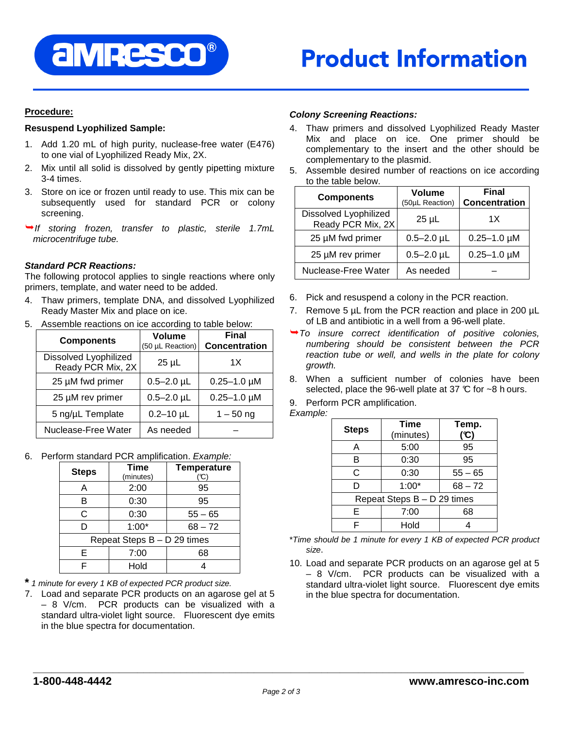## Procedure:

**Resuspend Lyophilized Sample:**

1. Add 1.20 mL of high purity, nuclease-free water (E476) to one vial of Lyophilized Ready Mix, 2X.
2. Mix until all solid is dissolved by gently pipetting mixture 3-4 times.
3. Store on ice or frozen until ready to use. This mix can be subsequently used for standard PCR or colony screening.

➥*If storing frozen, transfer to plastic, sterile 1.7mL microcentrifuge tube.*

***Standard PCR Reactions:***

The following protocol applies to single reactions where only primers, template, and water need to be added.

4. Thaw primers, template DNA, and dissolved Lyophilized Ready Master Mix and place on ice.
5. Assemble reactions on ice according to table below:

| Components | Volume (50 µL Reaction) | Final Concentration |
|---|---|---|
| Dissolved Lyophilized Ready PCR Mix, 2X | 25 µL | 1X |
| 25 µM fwd primer | 0.5–2.0 µL | 0.25–1.0 µM |
| 25 µM rev primer | 0.5–2.0 µL | 0.25–1.0 µM |
| 5 ng/µL Template | 0.2–10 µL | 1 – 50 ng |
| Nuclease-Free Water | As needed | – |

6. Perform standard PCR amplification. *Example:*

| Steps | Time (minutes) | Temperature (℃) |
|---|---|---|
| A | 2:00 | 95 |
| B | 0:30 | 95 |
| C | 0:30 | 55 – 65 |
| D | 1:00* | 68 – 72 |
| Repeat Steps B – D 29 times | | |
| E | 7:00 | 68 |
| F | Hold | 4 |

*\* 1 minute for every 1 KB of expected PCR product size.*

7. Load and separate PCR products on an agarose gel at 5 – 8 V/cm. PCR products can be visualized with a standard ultra-violet light source. Fluorescent dye emits in the blue spectra for documentation.

***Colony Screening Reactions:***

4. Thaw primers and dissolved Lyophilized Ready Master Mix and place on ice. One primer should be complementary to the insert and the other should be complementary to the plasmid.
5. Assemble desired number of reactions on ice according to the table below.

| Components | Volume (50µL Reaction) | Final Concentration |
|---|---|---|
| Dissolved Lyophilized Ready PCR Mix, 2X | 25 µL | 1X |
| 25 µM fwd primer | 0.5–2.0 µL | 0.25–1.0 µM |
| 25 µM rev primer | 0.5–2.0 µL | 0.25–1.0 µM |
| Nuclease-Free Water | As needed | – |

6. Pick and resuspend a colony in the PCR reaction.
7. Remove 5 µL from the PCR reaction and place in 200 µL of LB and antibiotic in a well from a 96-well plate.

➥*To insure correct identification of positive colonies, numbering should be consistent between the PCR reaction tube or well, and wells in the plate for colony growth.*

8. When a sufficient number of colonies have been selected, place the 96-well plate at 37 ℃ for ~8 hours.
9. Perform PCR amplification.

*Example:*

| Steps | Time (minutes) | Temp. (℃) |
|---|---|---|
| A | 5:00 | 95 |
| B | 0:30 | 95 |
| C | 0:30 | 55 – 65 |
| D | 1:00* | 68 – 72 |
| Repeat Steps B – D 29 times | | |
| E | 7:00 | 68 |
| F | Hold | 4 |

*\*Time should be 1 minute for every 1 KB of expected PCR product size.*

10. Load and separate PCR products on an agarose gel at 5 – 8 V/cm. PCR products can be visualized with a standard ultra-violet light source. Fluorescent dye emits in the blue spectra for documentation.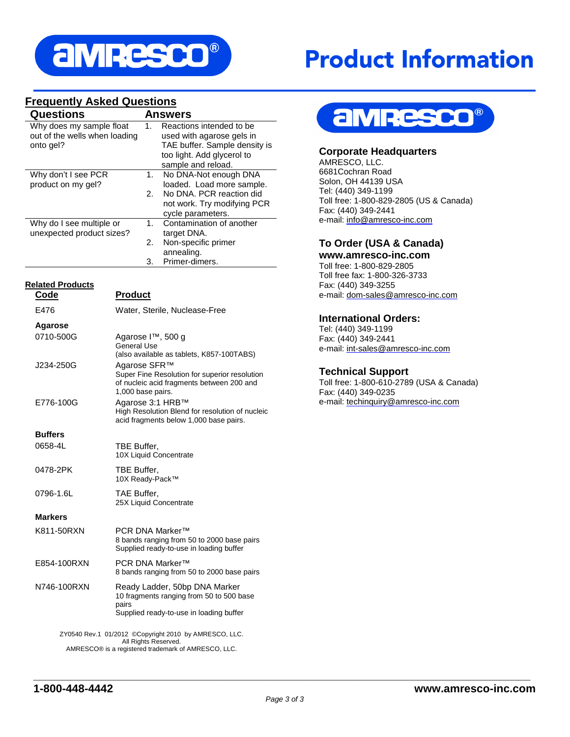## Frequently Asked Questions

| Questions | Answers |
|---|---|
| Why does my sample float out of the wells when loading onto gel? | 1. Reactions intended to be used with agarose gels in TAE buffer. Sample density is too light. Add glycerol to sample and reload. |
| Why don't I see PCR product on my gel? | 1. No DNA-Not enough DNA loaded. Load more sample.<br>2. No DNA. PCR reaction did not work. Try modifying PCR cycle parameters. |
| Why do I see multiple or unexpected product sizes? | 1. Contamination of another target DNA.<br>2. Non-specific primer annealing.<br>3. Primer-dimers. |

### Related Products

| Code | Product |
|---|---|
| E476 | Water, Sterile, Nuclease-Free |
| **Agarose** | |
| 0710-500G | Agarose I™, 500 g<br>General Use<br>(also available as tablets, K857-100TABS) |
| J234-250G | Agarose SFR™<br>Super Fine Resolution for superior resolution of nucleic acid fragments between 200 and 1,000 base pairs. |
| E776-100G | Agarose 3:1 HRB™<br>High Resolution Blend for resolution of nucleic acid fragments below 1,000 base pairs. |
| **Buffers** | |
| 0658-4L | TBE Buffer,<br>10X Liquid Concentrate |
| 0478-2PK | TBE Buffer,<br>10X Ready-Pack™ |
| 0796-1.6L | TAE Buffer,<br>25X Liquid Concentrate |
| **Markers** | |
| K811-50RXN | PCR DNA Marker™<br>8 bands ranging from 50 to 2000 base pairs<br>Supplied ready-to-use in loading buffer |
| E854-100RXN | PCR DNA Marker™<br>8 bands ranging from 50 to 2000 base pairs |
| N746-100RXN | Ready Ladder, 50bp DNA Marker<br>10 fragments ranging from 50 to 500 base pairs<br>Supplied ready-to-use in loading buffer |

ZY0540 Rev.1 01/2012 ©Copyright 2010 by AMRESCO, LLC.
All Rights Reserved.
AMRESCO® is a registered trademark of AMRESCO, LLC.

### Corporate Headquarters

AMRESCO, LLC.
6681Cochran Road
Solon, OH 44139 USA
Tel: (440) 349-1199
Toll free: 1-800-829-2805 (US & Canada)
Fax: (440) 349-2441
e-mail: info@amresco-inc.com

### To Order (USA & Canada)

**www.amresco-inc.com**
Toll free: 1-800-829-2805
Toll free fax: 1-800-326-3733
Fax: (440) 349-3255
e-mail: dom-sales@amresco-inc.com

### International Orders:

Tel: (440) 349-1199
Fax: (440) 349-2441
e-mail: int-sales@amresco-inc.com

### Technical Support

Toll free: 1-800-610-2789 (USA & Canada)
Fax: (440) 349-0235
e-mail: techinquiry@amresco-inc.com